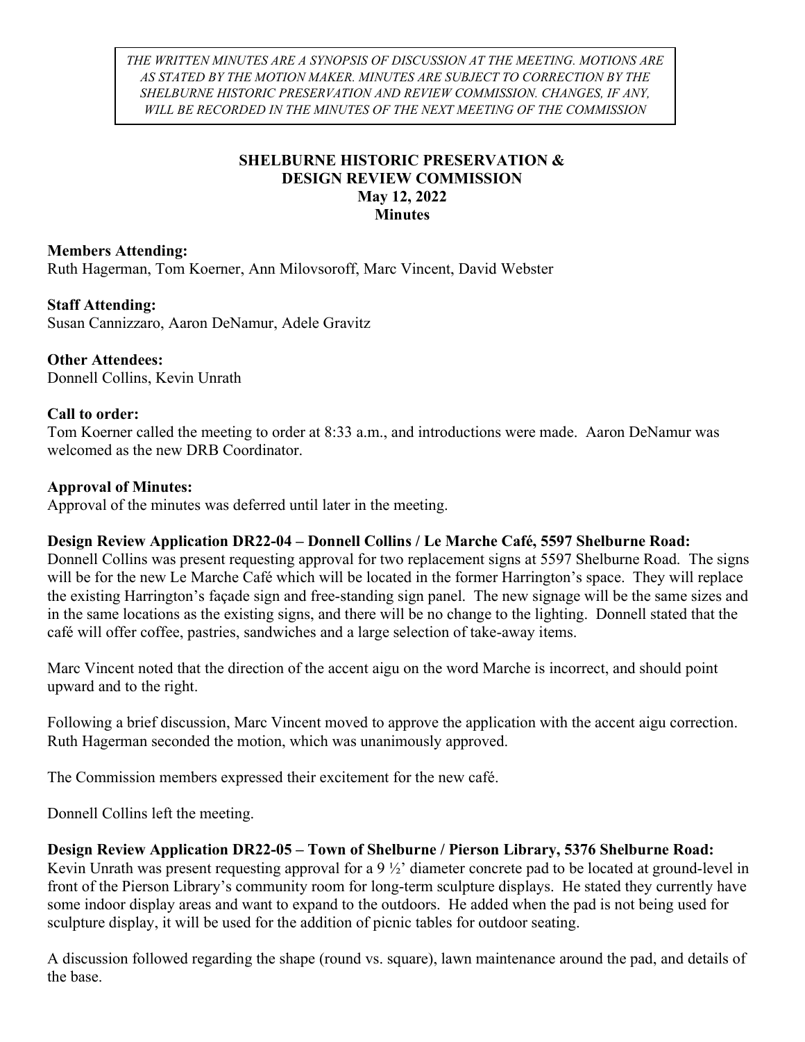*THE WRITTEN MINUTES ARE A SYNOPSIS OF DISCUSSION AT THE MEETING. MOTIONS ARE AS STATED BY THE MOTION MAKER. MINUTES ARE SUBJECT TO CORRECTION BY THE SHELBURNE HISTORIC PRESERVATION AND REVIEW COMMISSION. CHANGES, IF ANY, WILL BE RECORDED IN THE MINUTES OF THE NEXT MEETING OF THE COMMISSION*

# SHELBURNE HISTORIC PRESERVATION & DESIGN REVIEW COMMISSION
## May 12, 2022
## Minutes

**Members Attending:**
Ruth Hagerman, Tom Koerner, Ann Milovsoroff, Marc Vincent, David Webster

**Staff Attending:**
Susan Cannizzaro, Aaron DeNamur, Adele Gravitz

**Other Attendees:**
Donnell Collins, Kevin Unrath

**Call to order:**
Tom Koerner called the meeting to order at 8:33 a.m., and introductions were made. Aaron DeNamur was welcomed as the new DRB Coordinator.

**Approval of Minutes:**
Approval of the minutes was deferred until later in the meeting.

**Design Review Application DR22-04 – Donnell Collins / Le Marche Café, 5597 Shelburne Road:**
Donnell Collins was present requesting approval for two replacement signs at 5597 Shelburne Road. The signs will be for the new Le Marche Café which will be located in the former Harrington's space. They will replace the existing Harrington's façade sign and free-standing sign panel. The new signage will be the same sizes and in the same locations as the existing signs, and there will be no change to the lighting. Donnell stated that the café will offer coffee, pastries, sandwiches and a large selection of take-away items.

Marc Vincent noted that the direction of the accent aigu on the word Marche is incorrect, and should point upward and to the right.

Following a brief discussion, Marc Vincent moved to approve the application with the accent aigu correction. Ruth Hagerman seconded the motion, which was unanimously approved.

The Commission members expressed their excitement for the new café.

Donnell Collins left the meeting.

**Design Review Application DR22-05 – Town of Shelburne / Pierson Library, 5376 Shelburne Road:**
Kevin Unrath was present requesting approval for a 9 ½' diameter concrete pad to be located at ground-level in front of the Pierson Library's community room for long-term sculpture displays. He stated they currently have some indoor display areas and want to expand to the outdoors. He added when the pad is not being used for sculpture display, it will be used for the addition of picnic tables for outdoor seating.

A discussion followed regarding the shape (round vs. square), lawn maintenance around the pad, and details of the base.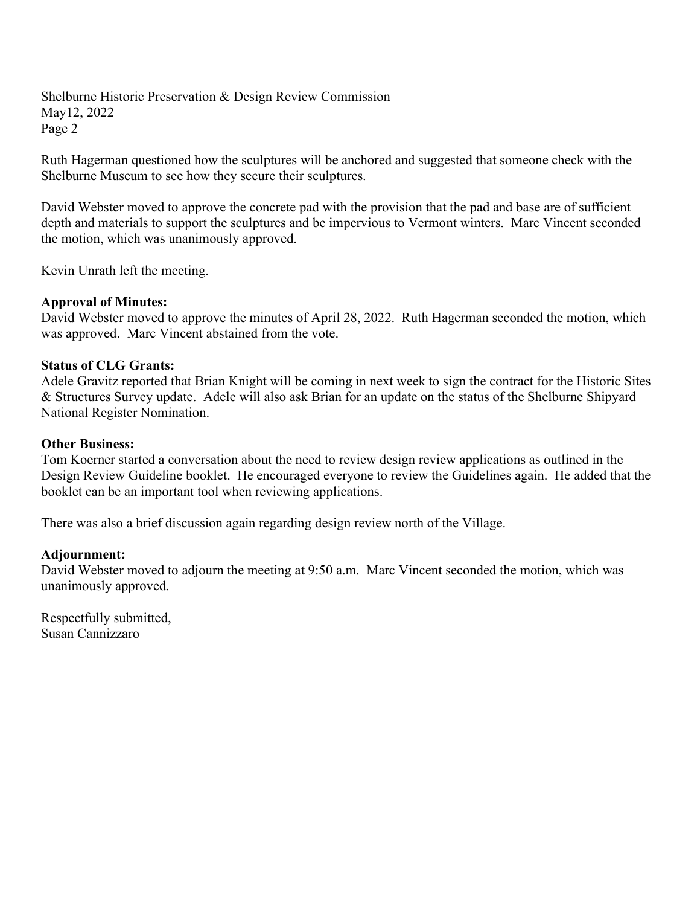Ruth Hagerman questioned how the sculptures will be anchored and suggested that someone check with the Shelburne Museum to see how they secure their sculptures.

David Webster moved to approve the concrete pad with the provision that the pad and base are of sufficient depth and materials to support the sculptures and be impervious to Vermont winters. Marc Vincent seconded the motion, which was unanimously approved.

Kevin Unrath left the meeting.

**Approval of Minutes:**
David Webster moved to approve the minutes of April 28, 2022. Ruth Hagerman seconded the motion, which was approved. Marc Vincent abstained from the vote.

**Status of CLG Grants:**
Adele Gravitz reported that Brian Knight will be coming in next week to sign the contract for the Historic Sites & Structures Survey update. Adele will also ask Brian for an update on the status of the Shelburne Shipyard National Register Nomination.

**Other Business:**
Tom Koerner started a conversation about the need to review design review applications as outlined in the Design Review Guideline booklet. He encouraged everyone to review the Guidelines again. He added that the booklet can be an important tool when reviewing applications.

There was also a brief discussion again regarding design review north of the Village.

**Adjournment:**
David Webster moved to adjourn the meeting at 9:50 a.m. Marc Vincent seconded the motion, which was unanimously approved.

Respectfully submitted,
Susan Cannizzaro